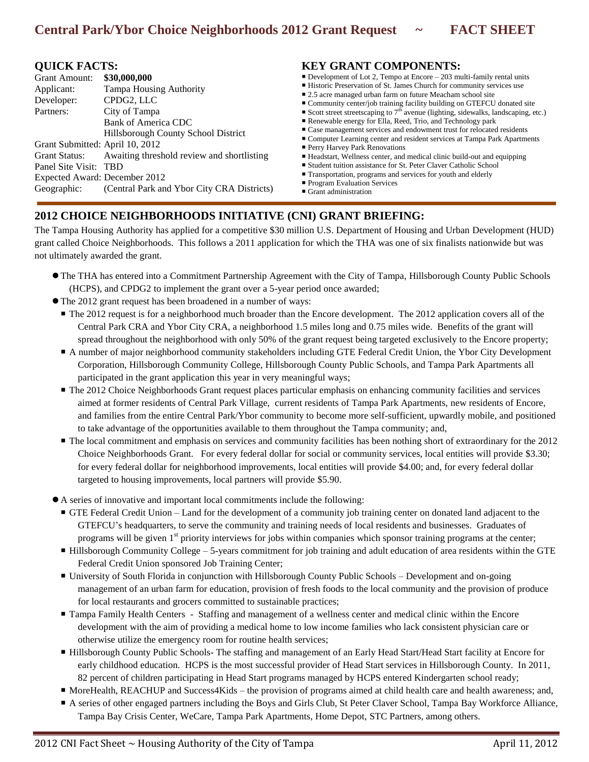# Central Park/Ybor Choice Neighborhoods 2012 Grant Request ~ FACT SHEET

## QUICK FACTS:

| | |
|---|---|
| Grant Amount: | **$30,000,000** |
| Applicant: | Tampa Housing Authority |
| Developer: | CPDG2, LLC |
| Partners: | City of Tampa |
| | Bank of America CDC |
| | Hillsborough County School District |
| Grant Submitted: | April 10, 2012 |
| Grant Status: | Awaiting threshold review and shortlisting |
| Panel Site Visit: | TBD |
| Expected Award: | December 2012 |
| Geographic: | (Central Park and Ybor City CRA Districts) |

## KEY GRANT COMPONENTS:

- Development of Lot 2, Tempo at Encore – 203 multi-family rental units
- Historic Preservation of St. James Church for community services use
- 2.5 acre managed urban farm on future Meacham school site
- Community center/job training facility building on GTEFCU donated site
- Scott street streetscaping to 7th avenue (lighting, sidewalks, landscaping, etc.)
- Renewable energy for Ella, Reed, Trio, and Technology park
- Case management services and endowment trust for relocated residents
- Computer Learning center and resident services at Tampa Park Apartments
- Perry Harvey Park Renovations
- Headstart, Wellness center, and medical clinic build-out and equipping
- Student tuition assistance for St. Peter Claver Catholic School
- Transportation, programs and services for youth and elderly
- Program Evaluation Services
- Grant administration

## 2012 CHOICE NEIGHBORHOODS INITIATIVE (CNI) GRANT BRIEFING:

The Tampa Housing Authority has applied for a competitive $30 million U.S. Department of Housing and Urban Development (HUD) grant called Choice Neighborhoods. This follows a 2011 application for which the THA was one of six finalists nationwide but was not ultimately awarded the grant.

- The THA has entered into a Commitment Partnership Agreement with the City of Tampa, Hillsborough County Public Schools (HCPS), and CPDG2 to implement the grant over a 5-year period once awarded;
- The 2012 grant request has been broadened in a number of ways:
  - The 2012 request is for a neighborhood much broader than the Encore development. The 2012 application covers all of the Central Park CRA and Ybor City CRA, a neighborhood 1.5 miles long and 0.75 miles wide. Benefits of the grant will spread throughout the neighborhood with only 50% of the grant request being targeted exclusively to the Encore property;
  - A number of major neighborhood community stakeholders including GTE Federal Credit Union, the Ybor City Development Corporation, Hillsborough Community College, Hillsborough County Public Schools, and Tampa Park Apartments all participated in the grant application this year in very meaningful ways;
  - The 2012 Choice Neighborhoods Grant request places particular emphasis on enhancing community facilities and services aimed at former residents of Central Park Village, current residents of Tampa Park Apartments, new residents of Encore, and families from the entire Central Park/Ybor community to become more self-sufficient, upwardly mobile, and positioned to take advantage of the opportunities available to them throughout the Tampa community; and,
  - The local commitment and emphasis on services and community facilities has been nothing short of extraordinary for the 2012 Choice Neighborhoods Grant. For every federal dollar for social or community services, local entities will provide $3.30; for every federal dollar for neighborhood improvements, local entities will provide $4.00; and, for every federal dollar targeted to housing improvements, local partners will provide $5.90.
- A series of innovative and important local commitments include the following:
  - GTE Federal Credit Union – Land for the development of a community job training center on donated land adjacent to the GTEFCU's headquarters, to serve the community and training needs of local residents and businesses. Graduates of programs will be given 1st priority interviews for jobs within companies which sponsor training programs at the center;
  - Hillsborough Community College – 5-years commitment for job training and adult education of area residents within the GTE Federal Credit Union sponsored Job Training Center;
  - University of South Florida in conjunction with Hillsborough County Public Schools – Development and on-going management of an urban farm for education, provision of fresh foods to the local community and the provision of produce for local restaurants and grocers committed to sustainable practices;
  - Tampa Family Health Centers - Staffing and management of a wellness center and medical clinic within the Encore development with the aim of providing a medical home to low income families who lack consistent physician care or otherwise utilize the emergency room for routine health services;
  - Hillsborough County Public Schools- The staffing and management of an Early Head Start/Head Start facility at Encore for early childhood education. HCPS is the most successful provider of Head Start services in Hillsborough County. In 2011, 82 percent of children participating in Head Start programs managed by HCPS entered Kindergarten school ready;
  - MoreHealth, REACHUP and Success4Kids – the provision of programs aimed at child health care and health awareness; and,
  - A series of other engaged partners including the Boys and Girls Club, St Peter Claver School, Tampa Bay Workforce Alliance, Tampa Bay Crisis Center, WeCare, Tampa Park Apartments, Home Depot, STC Partners, among others.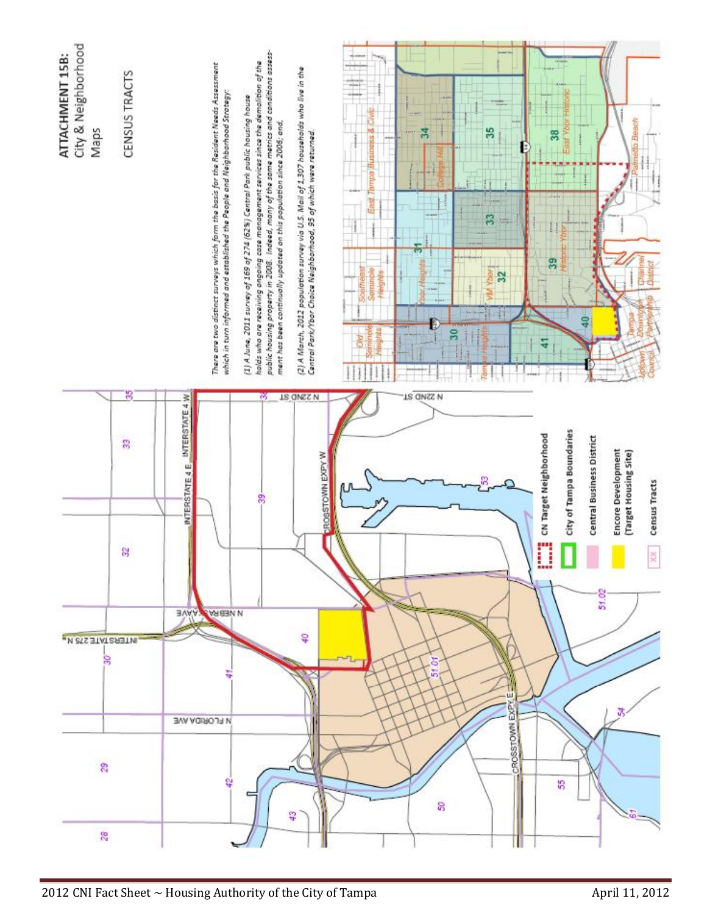# ATTACHMENT 15B:

City & Neighborhood Maps

## CENSUS TRACTS

*There are two distinct surveys which form the basis for the Resident Needs Assessment which in turn informed and established the People and Neighborhood Strategy:*

*(1) A June, 2011 survey of 169 of 274 (62%) Central Park public housing house holds who are receiving ongoing case management services since the demolition of the public housing property in 2008. Indeed, many of the same metrics and conditions assessment has been continually updated on this population since 2006; and,*

*(2) A March, 2012 population survey via U.S. Mail of 1,307 households who live in the Central Park/Ybor Choice Neighborhood, 95 of which were returned.*

CN Target Neighborhood

City of Tampa Boundaries

Central Business District

Encore Development (Target Housing Site)

XX Census Tracts

28
29
30
32
33
35
39
40
41
42
43
50
51.01
51.02
53
54
55
61

INTERSTATE 275 N
INTERSTATE 4 E
INTERSTATE 4 W
N NEBRASKA AVE
N FLORIDA AVE
N 22ND ST
CROSSTOWN EXPY W
CROSSTOWN EXPY E

Old Seminole Heights
Southeast Seminole Heights
East Tampa Business & Civic
College Hill
Ybor Heights
VM Ybor
Historic Ybor
East Ybor Historic
Tampa Heights
Palmetto Beach
Channel District
Tampa Downtown Partnership
Uptown Council

30
31
32
33
34
35
38
39
40
41